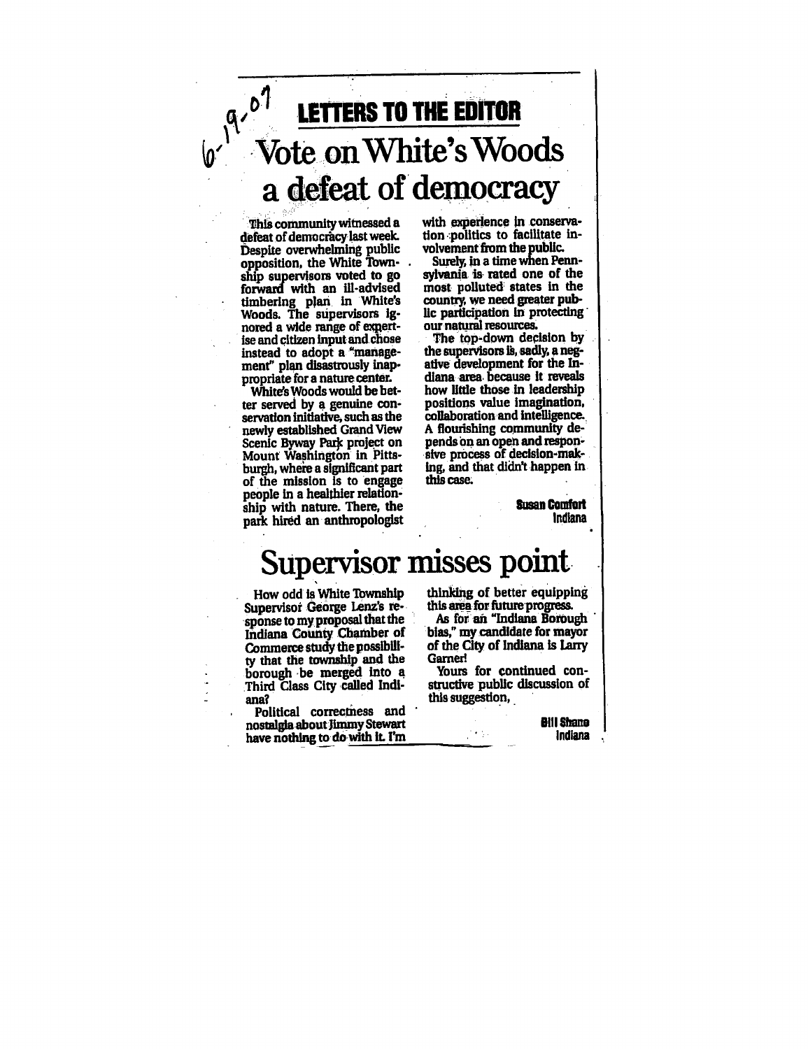6-19-07

## LETTERS TO THE EDITOR

# Vote on White's Woods a defeat of democracy

This community witnessed a defeat of democracy last week. Despite overwhelming public opposition, the White Township supervisors voted to go forward with an ill-advised timbering plan in White's Woods. The supervisors ignored a wide range of expertise and citizen input and chose instead to adopt a "management" plan disastrously inappropriate for a nature center.

White's Woods would be better served by a genuine conservation initiative, such as the newly established Grand View Scenic Byway Park project on Mount Washington in Pittsburgh, where a significant part of the mission is to engage people in a healthier relationship with nature. There, the park hired an anthropologist with experience in conservation politics to facilitate involvement from the public.

Surely, in a time when Pennsylvania is rated one of the most polluted states in the country, we need greater public participation in protecting our natural resources.

The top-down decision by the supervisors is, sadly, a negative development for the Indiana area because it reveals how little those in leadership positions value imagination, collaboration and intelligence. A flourishing community depends on an open and responsive process of decision-making, and that didn't happen in this case.

**Susan Comfort**
Indiana

# Supervisor misses point

How odd is White Township Supervisor George Lenz's response to my proposal that the Indiana County Chamber of Commerce study the possibility that the township and the borough be merged into a Third Class City called Indiana?

Political correctness and nostalgia about Jimmy Stewart have nothing to do with it. I'm thinking of better equipping this area for future progress.

As for an "Indiana Borough bias," my candidate for mayor of the City of Indiana is Larry Garner!

Yours for continued constructive public discussion of this suggestion,

**Bill Shane**
Indiana